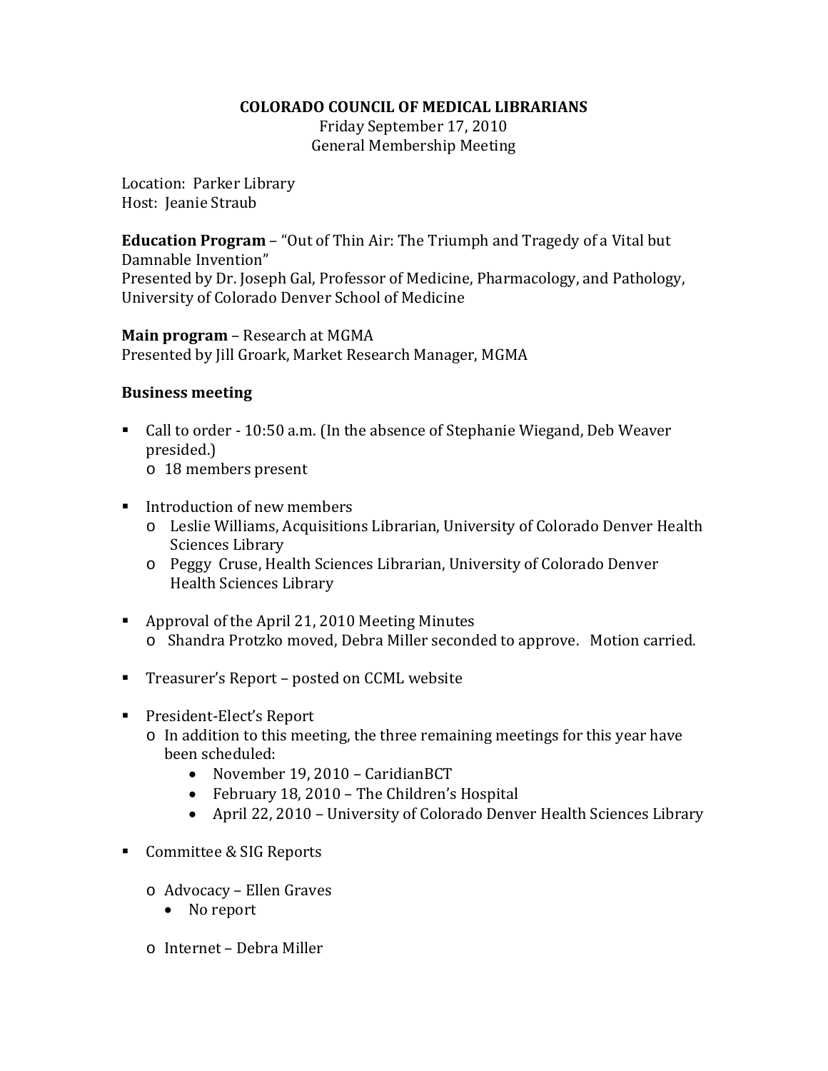# COLORADO COUNCIL OF MEDICAL LIBRARIANS

Friday September 17, 2010
General Membership Meeting

Location: Parker Library
Host: Jeanie Straub

**Education Program** – "Out of Thin Air: The Triumph and Tragedy of a Vital but Damnable Invention"
Presented by Dr. Joseph Gal, Professor of Medicine, Pharmacology, and Pathology, University of Colorado Denver School of Medicine

**Main program** – Research at MGMA
Presented by Jill Groark, Market Research Manager, MGMA

**Business meeting**

- Call to order - 10:50 a.m. (In the absence of Stephanie Wiegand, Deb Weaver presided.)
  - 18 members present

- Introduction of new members
  - Leslie Williams, Acquisitions Librarian, University of Colorado Denver Health Sciences Library
  - Peggy Cruse, Health Sciences Librarian, University of Colorado Denver Health Sciences Library

- Approval of the April 21, 2010 Meeting Minutes
  - Shandra Protzko moved, Debra Miller seconded to approve. Motion carried.

- Treasurer's Report – posted on CCML website

- President-Elect's Report
  - In addition to this meeting, the three remaining meetings for this year have been scheduled:
    - November 19, 2010 – CaridianBCT
    - February 18, 2010 – The Children's Hospital
    - April 22, 2010 – University of Colorado Denver Health Sciences Library

- Committee & SIG Reports
  - Advocacy – Ellen Graves
    - No report
  - Internet – Debra Miller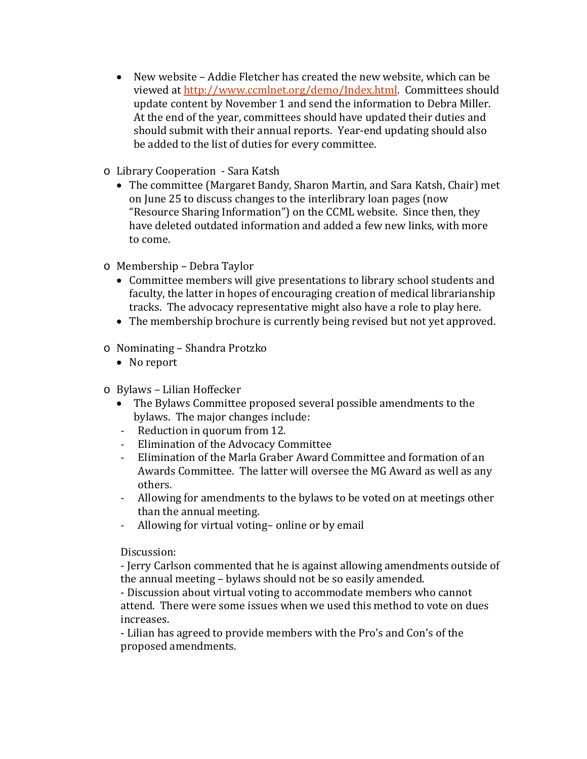- New website – Addie Fletcher has created the new website, which can be viewed at [http://www.ccmlnet.org/demo/Index.html](http://www.ccmlnet.org/demo/Index.html). Committees should update content by November 1 and send the information to Debra Miller. At the end of the year, committees should have updated their duties and should submit with their annual reports. Year-end updating should also be added to the list of duties for every committee.

- Library Cooperation - Sara Katsh
  - The committee (Margaret Bandy, Sharon Martin, and Sara Katsh, Chair) met on June 25 to discuss changes to the interlibrary loan pages (now "Resource Sharing Information") on the CCML website. Since then, they have deleted outdated information and added a few new links, with more to come.

- Membership – Debra Taylor
  - Committee members will give presentations to library school students and faculty, the latter in hopes of encouraging creation of medical librarianship tracks. The advocacy representative might also have a role to play here.
  - The membership brochure is currently being revised but not yet approved.

- Nominating – Shandra Protzko
  - No report

- Bylaws – Lilian Hoffecker
  - The Bylaws Committee proposed several possible amendments to the bylaws. The major changes include:
    - Reduction in quorum from 12.
    - Elimination of the Advocacy Committee
    - Elimination of the Marla Graber Award Committee and formation of an Awards Committee. The latter will oversee the MG Award as well as any others.
    - Allowing for amendments to the bylaws to be voted on at meetings other than the annual meeting.
    - Allowing for virtual voting– online or by email

  Discussion:
  - Jerry Carlson commented that he is against allowing amendments outside of the annual meeting – bylaws should not be so easily amended.
  - Discussion about virtual voting to accommodate members who cannot attend. There were some issues when we used this method to vote on dues increases.
  - Lilian has agreed to provide members with the Pro's and Con's of the proposed amendments.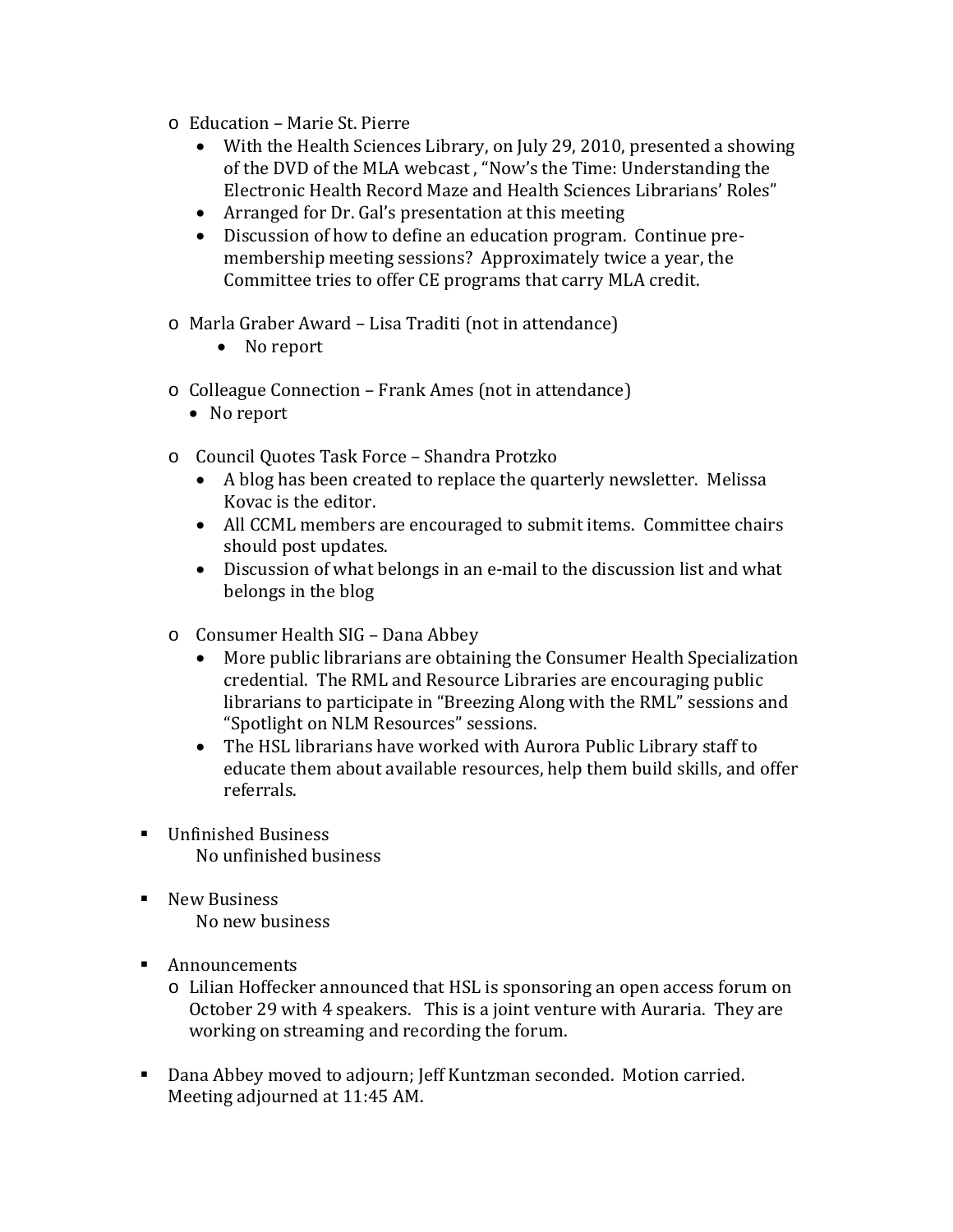- Education – Marie St. Pierre
  - With the Health Sciences Library, on July 29, 2010, presented a showing of the DVD of the MLA webcast , "Now's the Time: Understanding the Electronic Health Record Maze and Health Sciences Librarians' Roles"
  - Arranged for Dr. Gal's presentation at this meeting
  - Discussion of how to define an education program. Continue pre-membership meeting sessions? Approximately twice a year, the Committee tries to offer CE programs that carry MLA credit.

- Marla Graber Award – Lisa Traditi (not in attendance)
  - No report

- Colleague Connection – Frank Ames (not in attendance)
  - No report

- Council Quotes Task Force – Shandra Protzko
  - A blog has been created to replace the quarterly newsletter. Melissa Kovac is the editor.
  - All CCML members are encouraged to submit items. Committee chairs should post updates.
  - Discussion of what belongs in an e-mail to the discussion list and what belongs in the blog

- Consumer Health SIG – Dana Abbey
  - More public librarians are obtaining the Consumer Health Specialization credential. The RML and Resource Libraries are encouraging public librarians to participate in "Breezing Along with the RML" sessions and "Spotlight on NLM Resources" sessions.
  - The HSL librarians have worked with Aurora Public Library staff to educate them about available resources, help them build skills, and offer referrals.

- Unfinished Business
  No unfinished business

- New Business
  No new business

- Announcements
  - Lilian Hoffecker announced that HSL is sponsoring an open access forum on October 29 with 4 speakers. This is a joint venture with Auraria. They are working on streaming and recording the forum.

- Dana Abbey moved to adjourn; Jeff Kuntzman seconded. Motion carried. Meeting adjourned at 11:45 AM.